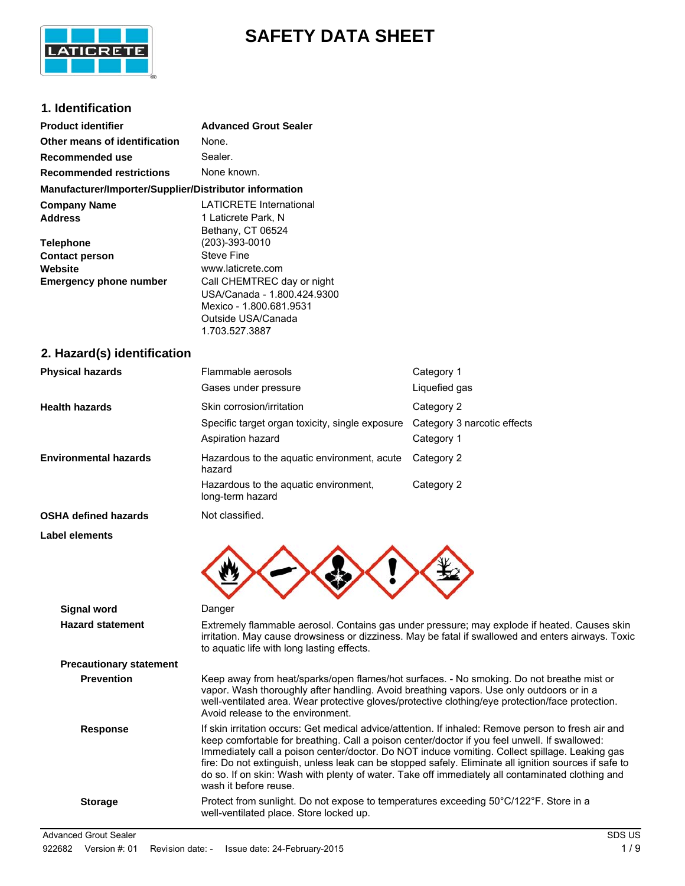# SAFETY DATA SHEET

## 1. Identification

| | |
|---|---|
| **Product identifier** | **Advanced Grout Sealer** |
| **Other means of identification** | None. |
| **Recommended use** | Sealer. |
| **Recommended restrictions** | None known. |

**Manufacturer/Importer/Supplier/Distributor information**

| | |
|---|---|
| **Company Name** | LATICRETE International |
| **Address** | 1 Laticrete Park, N<br>Bethany, CT 06524 |
| **Telephone** | (203)-393-0010 |
| **Contact person** | Steve Fine |
| **Website** | www.laticrete.com |
| **Emergency phone number** | Call CHEMTREC day or night<br>USA/Canada - 1.800.424.9300<br>Mexico - 1.800.681.9531<br>Outside USA/Canada<br>1.703.527.3887 |

## 2. Hazard(s) identification

| | | |
|---|---|---|
| **Physical hazards** | Flammable aerosols | Category 1 |
| | Gases under pressure | Liquefied gas |
| **Health hazards** | Skin corrosion/irritation | Category 2 |
| | Specific target organ toxicity, single exposure | Category 3 narcotic effects |
| | Aspiration hazard | Category 1 |
| **Environmental hazards** | Hazardous to the aquatic environment, acute hazard | Category 2 |
| | Hazardous to the aquatic environment, long-term hazard | Category 2 |
| **OSHA defined hazards** | Not classified. | |

**Label elements**

**Signal word** Danger

**Hazard statement** Extremely flammable aerosol. Contains gas under pressure; may explode if heated. Causes skin irritation. May cause drowsiness or dizziness. May be fatal if swallowed and enters airways. Toxic to aquatic life with long lasting effects.

**Precautionary statement**

**Prevention** Keep away from heat/sparks/open flames/hot surfaces. - No smoking. Do not breathe mist or vapor. Wash thoroughly after handling. Avoid breathing vapors. Use only outdoors or in a well-ventilated area. Wear protective gloves/protective clothing/eye protection/face protection. Avoid release to the environment.

**Response** If skin irritation occurs: Get medical advice/attention. If inhaled: Remove person to fresh air and keep comfortable for breathing. Call a poison center/doctor if you feel unwell. If swallowed: Immediately call a poison center/doctor. Do NOT induce vomiting. Collect spillage. Leaking gas fire: Do not extinguish, unless leak can be stopped safely. Eliminate all ignition sources if safe to do so. If on skin: Wash with plenty of water. Take off immediately all contaminated clothing and wash it before reuse.

**Storage** Protect from sunlight. Do not expose to temperatures exceeding 50°C/122°F. Store in a well-ventilated place. Store locked up.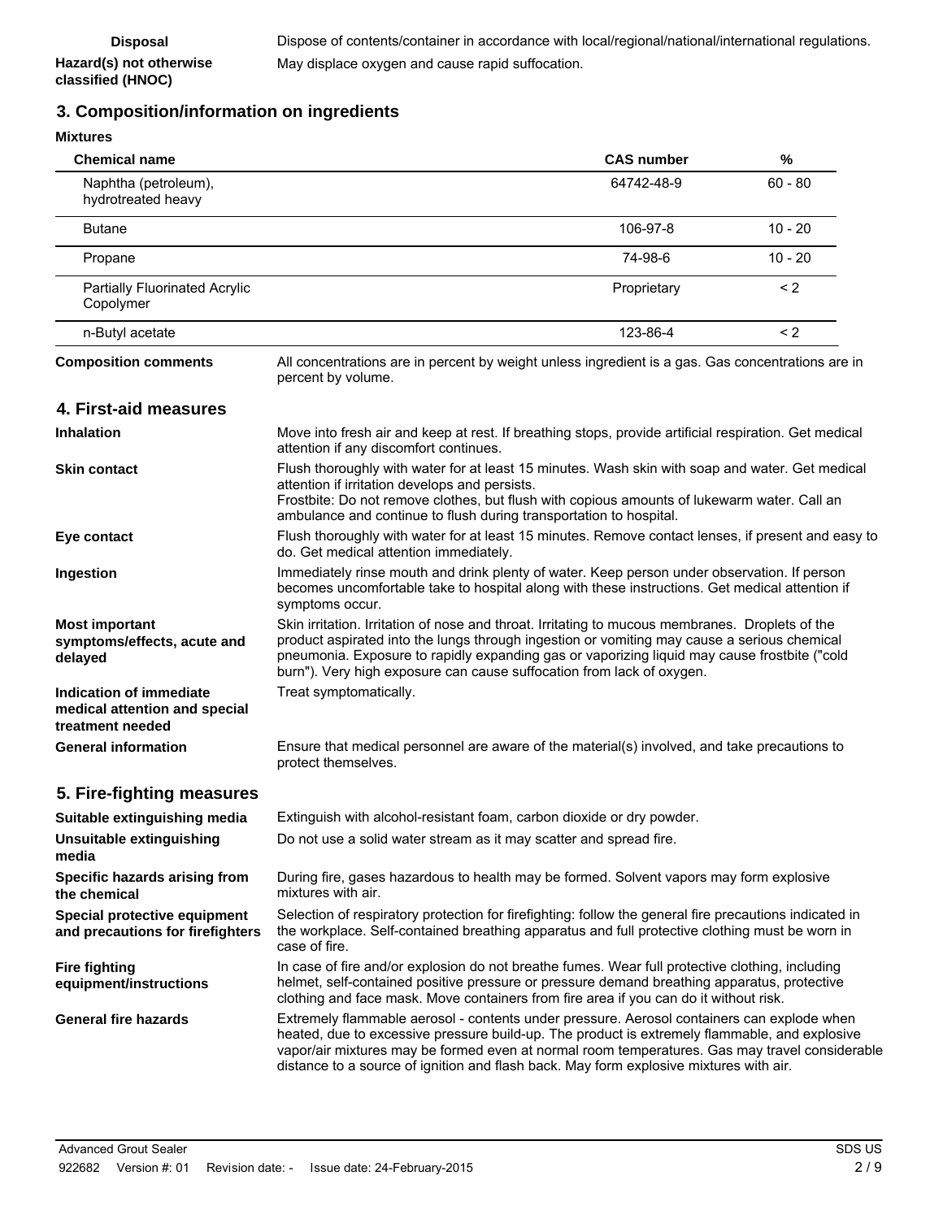**Disposal** Dispose of contents/container in accordance with local/regional/national/international regulations.

**Hazard(s) not otherwise classified (HNOC)** May displace oxygen and cause rapid suffocation.

## 3. Composition/information on ingredients

**Mixtures**

| Chemical name | CAS number | % |
|---|---|---|
| Naphtha (petroleum), hydrotreated heavy | 64742-48-9 | 60 - 80 |
| Butane | 106-97-8 | 10 - 20 |
| Propane | 74-98-6 | 10 - 20 |
| Partially Fluorinated Acrylic Copolymer | Proprietary | < 2 |
| n-Butyl acetate | 123-86-4 | < 2 |

**Composition comments** All concentrations are in percent by weight unless ingredient is a gas. Gas concentrations are in percent by volume.

## 4. First-aid measures

**Inhalation** Move into fresh air and keep at rest. If breathing stops, provide artificial respiration. Get medical attention if any discomfort continues.

**Skin contact** Flush thoroughly with water for at least 15 minutes. Wash skin with soap and water. Get medical attention if irritation develops and persists.
Frostbite: Do not remove clothes, but flush with copious amounts of lukewarm water. Call an ambulance and continue to flush during transportation to hospital.

**Eye contact** Flush thoroughly with water for at least 15 minutes. Remove contact lenses, if present and easy to do. Get medical attention immediately.

**Ingestion** Immediately rinse mouth and drink plenty of water. Keep person under observation. If person becomes uncomfortable take to hospital along with these instructions. Get medical attention if symptoms occur.

**Most important symptoms/effects, acute and delayed** Skin irritation. Irritation of nose and throat. Irritating to mucous membranes. Droplets of the product aspirated into the lungs through ingestion or vomiting may cause a serious chemical pneumonia. Exposure to rapidly expanding gas or vaporizing liquid may cause frostbite ("cold burn"). Very high exposure can cause suffocation from lack of oxygen.

**Indication of immediate medical attention and special treatment needed** Treat symptomatically.

**General information** Ensure that medical personnel are aware of the material(s) involved, and take precautions to protect themselves.

## 5. Fire-fighting measures

**Suitable extinguishing media** Extinguish with alcohol-resistant foam, carbon dioxide or dry powder.

**Unsuitable extinguishing media** Do not use a solid water stream as it may scatter and spread fire.

**Specific hazards arising from the chemical** During fire, gases hazardous to health may be formed. Solvent vapors may form explosive mixtures with air.

**Special protective equipment and precautions for firefighters** Selection of respiratory protection for firefighting: follow the general fire precautions indicated in the workplace. Self-contained breathing apparatus and full protective clothing must be worn in case of fire.

**Fire fighting equipment/instructions** In case of fire and/or explosion do not breathe fumes. Wear full protective clothing, including helmet, self-contained positive pressure or pressure demand breathing apparatus, protective clothing and face mask. Move containers from fire area if you can do it without risk.

**General fire hazards** Extremely flammable aerosol - contents under pressure. Aerosol containers can explode when heated, due to excessive pressure build-up. The product is extremely flammable, and explosive vapor/air mixtures may be formed even at normal room temperatures. Gas may travel considerable distance to a source of ignition and flash back. May form explosive mixtures with air.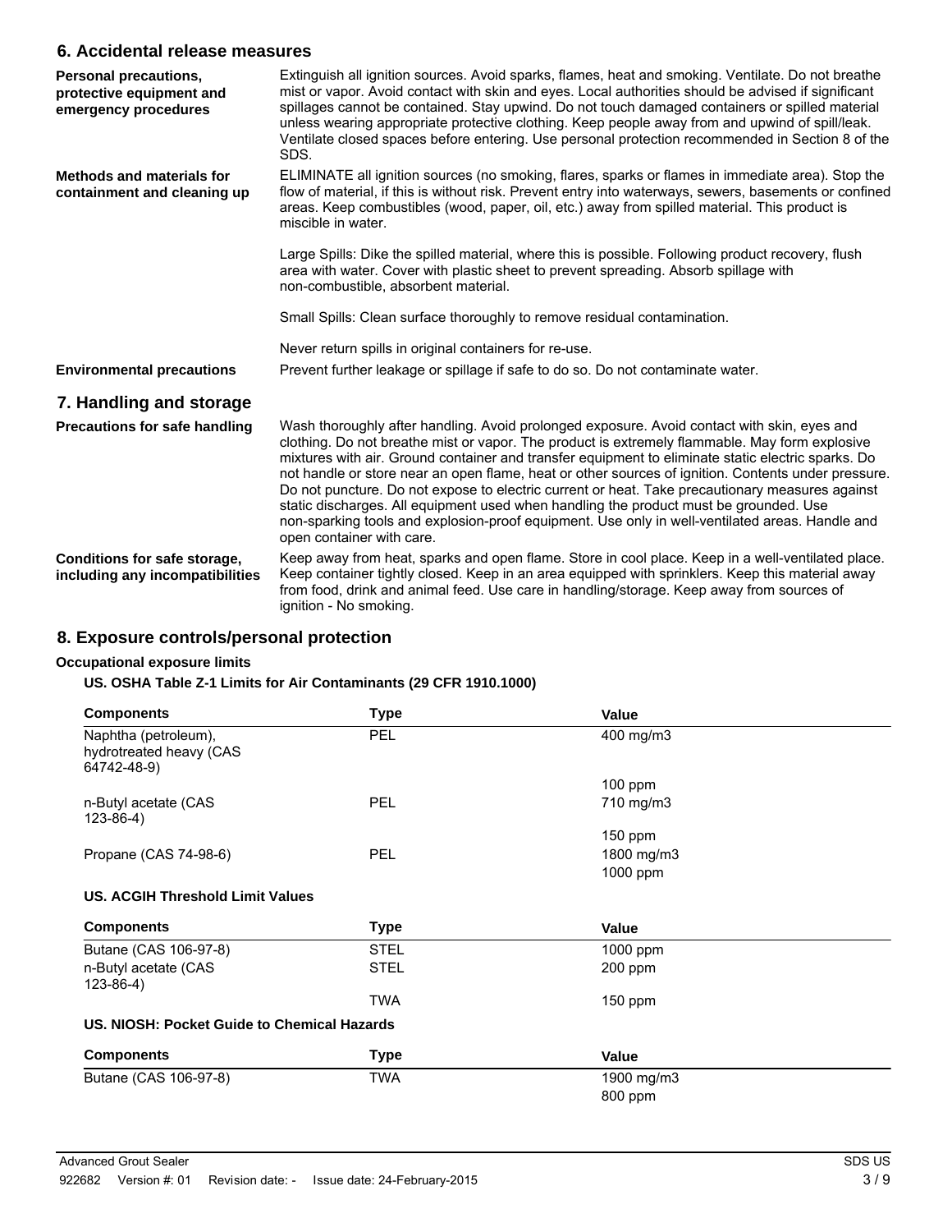## 6. Accidental release measures

**Personal precautions, protective equipment and emergency procedures**

Extinguish all ignition sources. Avoid sparks, flames, heat and smoking. Ventilate. Do not breathe mist or vapor. Avoid contact with skin and eyes. Local authorities should be advised if significant spillages cannot be contained. Stay upwind. Do not touch damaged containers or spilled material unless wearing appropriate protective clothing. Keep people away from and upwind of spill/leak. Ventilate closed spaces before entering. Use personal protection recommended in Section 8 of the SDS.

**Methods and materials for containment and cleaning up**

ELIMINATE all ignition sources (no smoking, flares, sparks or flames in immediate area). Stop the flow of material, if this is without risk. Prevent entry into waterways, sewers, basements or confined areas. Keep combustibles (wood, paper, oil, etc.) away from spilled material. This product is miscible in water.

Large Spills: Dike the spilled material, where this is possible. Following product recovery, flush area with water. Cover with plastic sheet to prevent spreading. Absorb spillage with non-combustible, absorbent material.

Small Spills: Clean surface thoroughly to remove residual contamination.

Never return spills in original containers for re-use.

**Environmental precautions**

Prevent further leakage or spillage if safe to do so. Do not contaminate water.

## 7. Handling and storage

**Precautions for safe handling**

Wash thoroughly after handling. Avoid prolonged exposure. Avoid contact with skin, eyes and clothing. Do not breathe mist or vapor. The product is extremely flammable. May form explosive mixtures with air. Ground container and transfer equipment to eliminate static electric sparks. Do not handle or store near an open flame, heat or other sources of ignition. Contents under pressure. Do not puncture. Do not expose to electric current or heat. Take precautionary measures against static discharges. All equipment used when handling the product must be grounded. Use non-sparking tools and explosion-proof equipment. Use only in well-ventilated areas. Handle and open container with care.

**Conditions for safe storage, including any incompatibilities**

Keep away from heat, sparks and open flame. Store in cool place. Keep in a well-ventilated place. Keep container tightly closed. Keep in an area equipped with sprinklers. Keep this material away from food, drink and animal feed. Use care in handling/storage. Keep away from sources of ignition - No smoking.

## 8. Exposure controls/personal protection

**Occupational exposure limits**

**US. OSHA Table Z-1 Limits for Air Contaminants (29 CFR 1910.1000)**

| Components | Type | Value |
|---|---|---|
| Naphtha (petroleum), hydrotreated heavy (CAS 64742-48-9) | PEL | 400 mg/m3 |
| | | 100 ppm |
| n-Butyl acetate (CAS 123-86-4) | PEL | 710 mg/m3 |
| | | 150 ppm |
| Propane (CAS 74-98-6) | PEL | 1800 mg/m3 |
| | | 1000 ppm |

**US. ACGIH Threshold Limit Values**

| Components | Type | Value |
|---|---|---|
| Butane (CAS 106-97-8) | STEL | 1000 ppm |
| n-Butyl acetate (CAS 123-86-4) | STEL | 200 ppm |
| | TWA | 150 ppm |

**US. NIOSH: Pocket Guide to Chemical Hazards**

| Components | Type | Value |
|---|---|---|
| Butane (CAS 106-97-8) | TWA | 1900 mg/m3 |
| | | 800 ppm |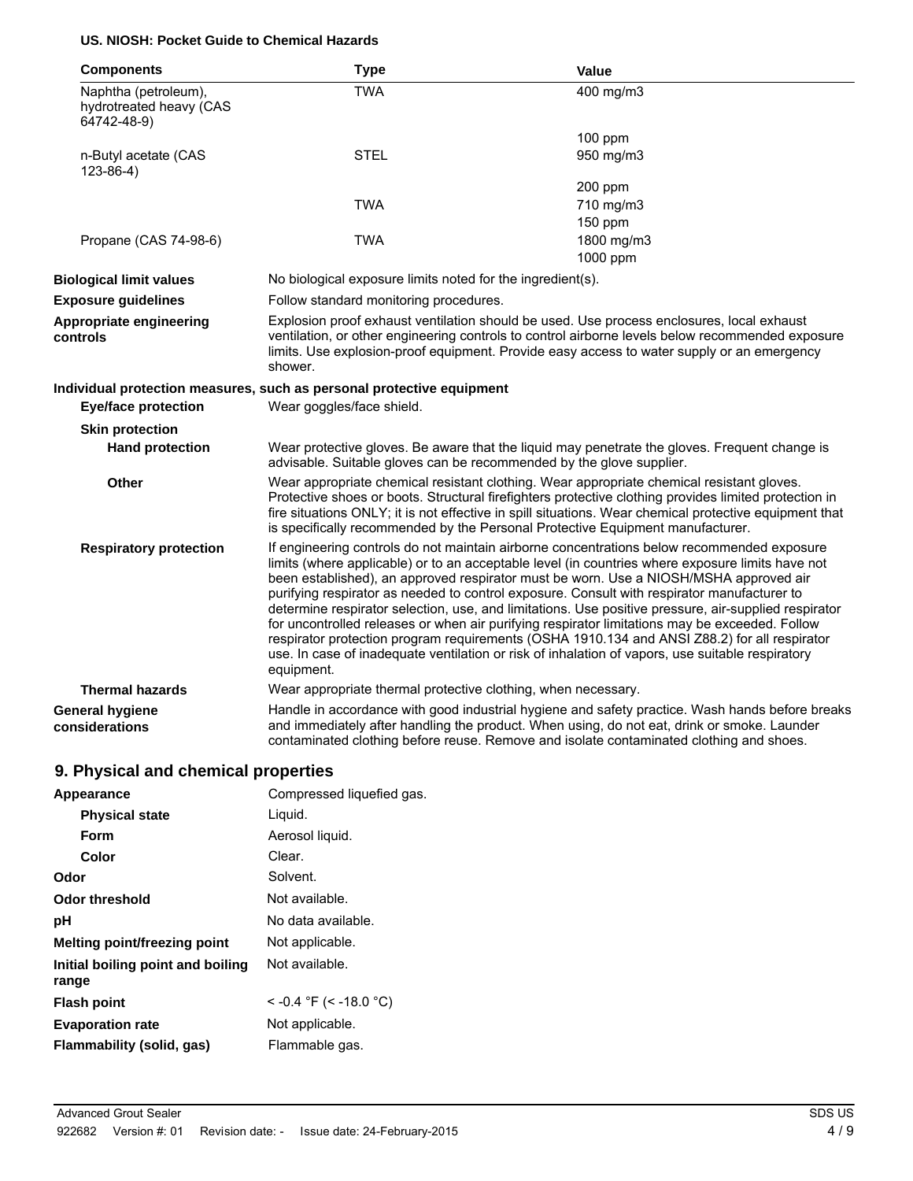**US. NIOSH: Pocket Guide to Chemical Hazards**

| Components | Type | Value |
|---|---|---|
| Naphtha (petroleum), hydrotreated heavy (CAS 64742-48-9) | TWA | 400 mg/m3 |
| | | 100 ppm |
| n-Butyl acetate (CAS 123-86-4) | STEL | 950 mg/m3 |
| | | 200 ppm |
| | TWA | 710 mg/m3 |
| | | 150 ppm |
| Propane (CAS 74-98-6) | TWA | 1800 mg/m3 |
| | | 1000 ppm |

**Biological limit values** No biological exposure limits noted for the ingredient(s).

**Exposure guidelines** Follow standard monitoring procedures.

**Appropriate engineering controls** Explosion proof exhaust ventilation should be used. Use process enclosures, local exhaust ventilation, or other engineering controls to control airborne levels below recommended exposure limits. Use explosion-proof equipment. Provide easy access to water supply or an emergency shower.

**Individual protection measures, such as personal protective equipment**

**Eye/face protection** Wear goggles/face shield.

**Skin protection**

**Hand protection** Wear protective gloves. Be aware that the liquid may penetrate the gloves. Frequent change is advisable. Suitable gloves can be recommended by the glove supplier.

**Other** Wear appropriate chemical resistant clothing. Wear appropriate chemical resistant gloves. Protective shoes or boots. Structural firefighters protective clothing provides limited protection in fire situations ONLY; it is not effective in spill situations. Wear chemical protective equipment that is specifically recommended by the Personal Protective Equipment manufacturer.

**Respiratory protection** If engineering controls do not maintain airborne concentrations below recommended exposure limits (where applicable) or to an acceptable level (in countries where exposure limits have not been established), an approved respirator must be worn. Use a NIOSH/MSHA approved air purifying respirator as needed to control exposure. Consult with respirator manufacturer to determine respirator selection, use, and limitations. Use positive pressure, air-supplied respirator for uncontrolled releases or when air purifying respirator limitations may be exceeded. Follow respirator protection program requirements (OSHA 1910.134 and ANSI Z88.2) for all respirator use. In case of inadequate ventilation or risk of inhalation of vapors, use suitable respiratory equipment.

**Thermal hazards** Wear appropriate thermal protective clothing, when necessary.

**General hygiene considerations** Handle in accordance with good industrial hygiene and safety practice. Wash hands before breaks and immediately after handling the product. When using, do not eat, drink or smoke. Launder contaminated clothing before reuse. Remove and isolate contaminated clothing and shoes.

## 9. Physical and chemical properties

| | |
|---|---|
| **Appearance** | Compressed liquefied gas. |
| **Physical state** | Liquid. |
| **Form** | Aerosol liquid. |
| **Color** | Clear. |
| **Odor** | Solvent. |
| **Odor threshold** | Not available. |
| **pH** | No data available. |
| **Melting point/freezing point** | Not applicable. |
| **Initial boiling point and boiling range** | Not available. |
| **Flash point** | < -0.4 °F (< -18.0 °C) |
| **Evaporation rate** | Not applicable. |
| **Flammability (solid, gas)** | Flammable gas. |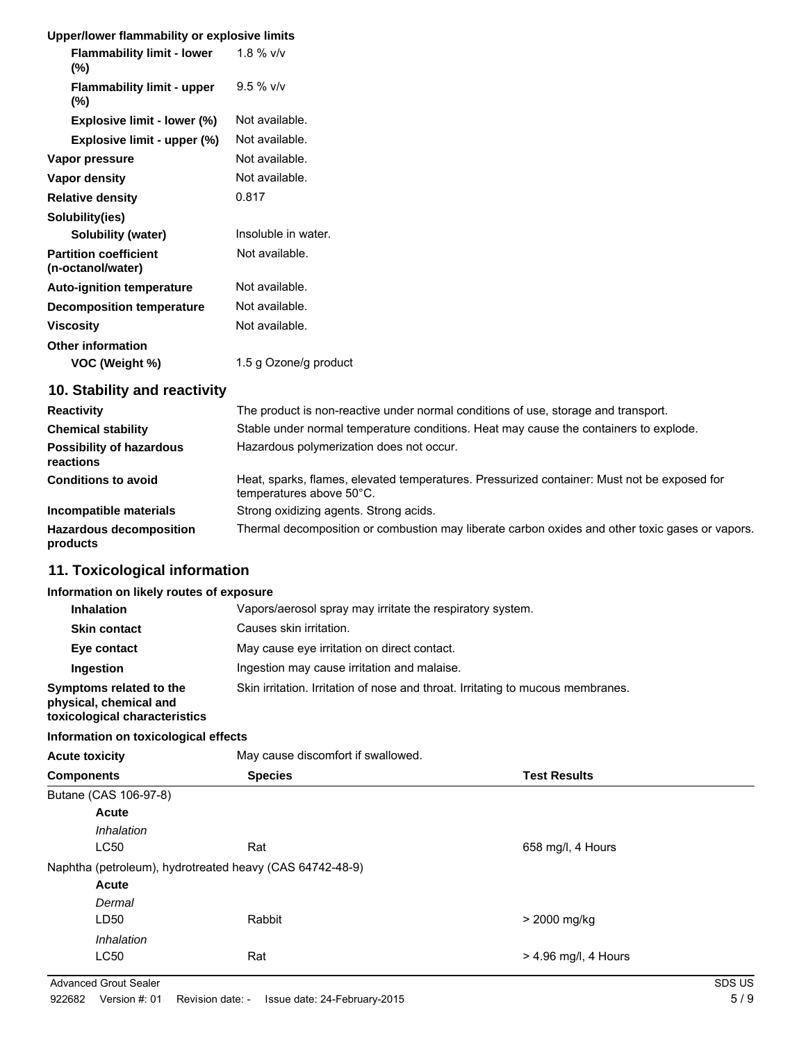**Upper/lower flammability or explosive limits**

| | |
|---|---|
| **Flammability limit - lower (%)** | 1.8 % v/v |
| **Flammability limit - upper (%)** | 9.5 % v/v |
| **Explosive limit - lower (%)** | Not available. |
| **Explosive limit - upper (%)** | Not available. |
| **Vapor pressure** | Not available. |
| **Vapor density** | Not available. |
| **Relative density** | 0.817 |
| **Solubility(ies)** | |
| **Solubility (water)** | Insoluble in water. |
| **Partition coefficient (n-octanol/water)** | Not available. |
| **Auto-ignition temperature** | Not available. |
| **Decomposition temperature** | Not available. |
| **Viscosity** | Not available. |
| **Other information** | |
| **VOC (Weight %)** | 1.5 g Ozone/g product |

## 10. Stability and reactivity

| | |
|---|---|
| **Reactivity** | The product is non-reactive under normal conditions of use, storage and transport. |
| **Chemical stability** | Stable under normal temperature conditions. Heat may cause the containers to explode. |
| **Possibility of hazardous reactions** | Hazardous polymerization does not occur. |
| **Conditions to avoid** | Heat, sparks, flames, elevated temperatures. Pressurized container: Must not be exposed for temperatures above 50°C. |
| **Incompatible materials** | Strong oxidizing agents. Strong acids. |
| **Hazardous decomposition products** | Thermal decomposition or combustion may liberate carbon oxides and other toxic gases or vapors. |

## 11. Toxicological information

**Information on likely routes of exposure**

| | |
|---|---|
| **Inhalation** | Vapors/aerosol spray may irritate the respiratory system. |
| **Skin contact** | Causes skin irritation. |
| **Eye contact** | May cause eye irritation on direct contact. |
| **Ingestion** | Ingestion may cause irritation and malaise. |
| **Symptoms related to the physical, chemical and toxicological characteristics** | Skin irritation. Irritation of nose and throat. Irritating to mucous membranes. |

**Information on toxicological effects**

**Acute toxicity** May cause discomfort if swallowed.

| Components | Species | Test Results |
|---|---|---|
| Butane (CAS 106-97-8) | | |
| **Acute** | | |
| *Inhalation* | | |
| LC50 | Rat | 658 mg/l, 4 Hours |
| Naphtha (petroleum), hydrotreated heavy (CAS 64742-48-9) | | |
| **Acute** | | |
| *Dermal* | | |
| LD50 | Rabbit | > 2000 mg/kg |
| *Inhalation* | | |
| LC50 | Rat | > 4.96 mg/l, 4 Hours |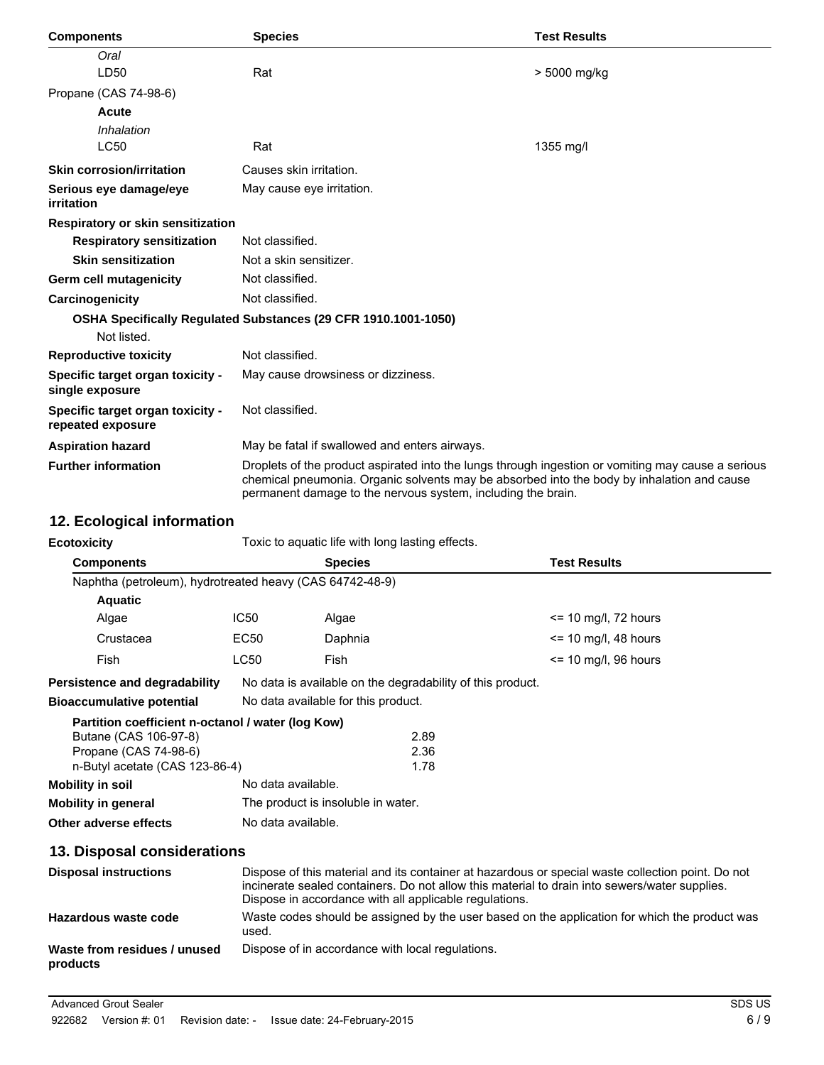| Components | Species | Test Results |
|---|---|---|
| *Oral* | | |
| LD50 | Rat | > 5000 mg/kg |
| Propane (CAS 74-98-6) | | |
| **Acute** | | |
| *Inhalation* | | |
| LC50 | Rat | 1355 mg/l |

**Skin corrosion/irritation** Causes skin irritation.

**Serious eye damage/eye irritation** May cause eye irritation.

**Respiratory or skin sensitization**

**Respiratory sensitization** Not classified.

**Skin sensitization** Not a skin sensitizer.

**Germ cell mutagenicity** Not classified.

**Carcinogenicity** Not classified.

**OSHA Specifically Regulated Substances (29 CFR 1910.1001-1050)**

Not listed.

**Reproductive toxicity** Not classified.

**Specific target organ toxicity - single exposure** May cause drowsiness or dizziness.

**Specific target organ toxicity - repeated exposure** Not classified.

**Aspiration hazard** May be fatal if swallowed and enters airways.

**Further information** Droplets of the product aspirated into the lungs through ingestion or vomiting may cause a serious chemical pneumonia. Organic solvents may be absorbed into the body by inhalation and cause permanent damage to the nervous system, including the brain.

## 12. Ecological information

**Ecotoxicity** Toxic to aquatic life with long lasting effects.

| Components | | Species | Test Results |
|---|---|---|---|
| Naphtha (petroleum), hydrotreated heavy (CAS 64742-48-9) | | | |
| **Aquatic** | | | |
| Algae | IC50 | Algae | <= 10 mg/l, 72 hours |
| Crustacea | EC50 | Daphnia | <= 10 mg/l, 48 hours |
| Fish | LC50 | Fish | <= 10 mg/l, 96 hours |

**Persistence and degradability** No data is available on the degradability of this product.

**Bioaccumulative potential** No data available for this product.

**Partition coefficient n-octanol / water (log Kow)**

| | |
|---|---|
| Butane (CAS 106-97-8) | 2.89 |
| Propane (CAS 74-98-6) | 2.36 |
| n-Butyl acetate (CAS 123-86-4) | 1.78 |

**Mobility in soil** No data available.

**Mobility in general** The product is insoluble in water.

**Other adverse effects** No data available.

## 13. Disposal considerations

**Disposal instructions** Dispose of this material and its container at hazardous or special waste collection point. Do not incinerate sealed containers. Do not allow this material to drain into sewers/water supplies. Dispose in accordance with all applicable regulations.

**Hazardous waste code** Waste codes should be assigned by the user based on the application for which the product was used.

**Waste from residues / unused products** Dispose of in accordance with local regulations.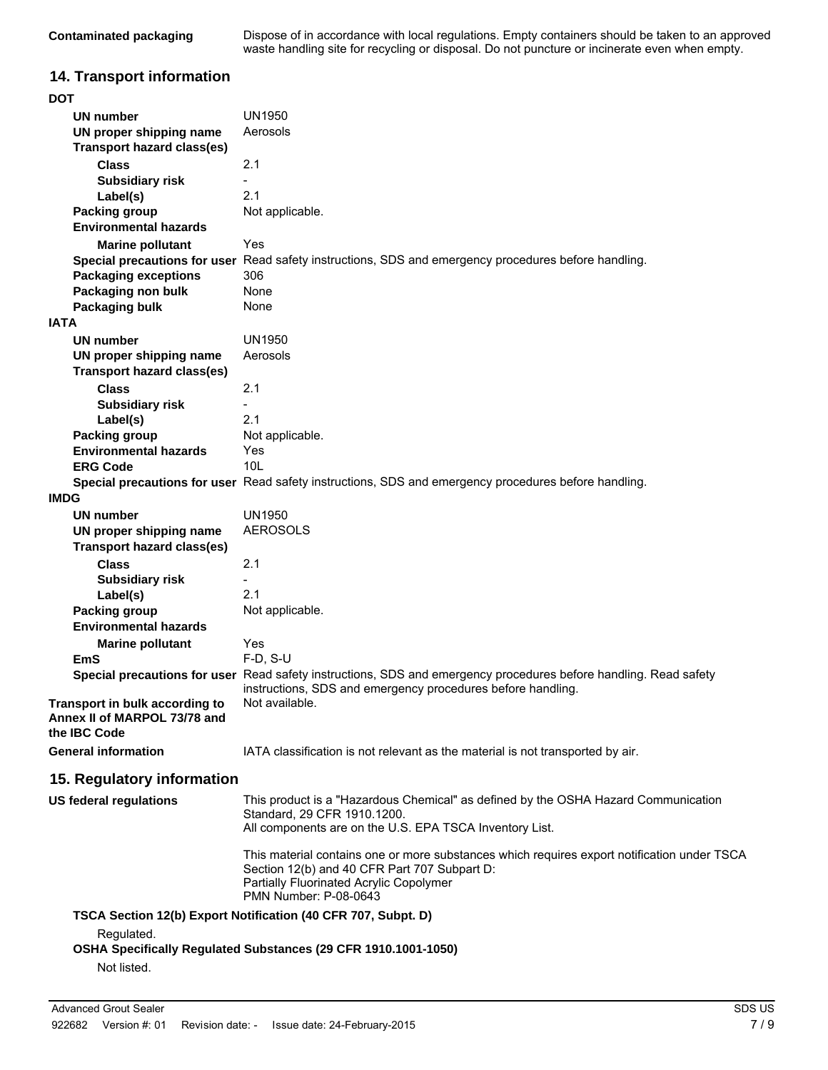| | |
|---|---|
| **Contaminated packaging** | Dispose of in accordance with local regulations. Empty containers should be taken to an approved waste handling site for recycling or disposal. Do not puncture or incinerate even when empty. |

## 14. Transport information

**DOT**

| | |
|---|---|
| **UN number** | UN1950 |
| **UN proper shipping name** | Aerosols |
| **Transport hazard class(es)** | |
| **Class** | 2.1 |
| **Subsidiary risk** | - |
| **Label(s)** | 2.1 |
| **Packing group** | Not applicable. |
| **Environmental hazards** | |
| **Marine pollutant** | Yes |
| **Special precautions for user** | Read safety instructions, SDS and emergency procedures before handling. |
| **Packaging exceptions** | 306 |
| **Packaging non bulk** | None |
| **Packaging bulk** | None |

**IATA**

| | |
|---|---|
| **UN number** | UN1950 |
| **UN proper shipping name** | Aerosols |
| **Transport hazard class(es)** | |
| **Class** | 2.1 |
| **Subsidiary risk** | - |
| **Label(s)** | 2.1 |
| **Packing group** | Not applicable. |
| **Environmental hazards** | Yes |
| **ERG Code** | 10L |
| **Special precautions for user** | Read safety instructions, SDS and emergency procedures before handling. |

**IMDG**

| | |
|---|---|
| **UN number** | UN1950 |
| **UN proper shipping name** | AEROSOLS |
| **Transport hazard class(es)** | |
| **Class** | 2.1 |
| **Subsidiary risk** | - |
| **Label(s)** | 2.1 |
| **Packing group** | Not applicable. |
| **Environmental hazards** | |
| **Marine pollutant** | Yes |
| **EmS** | F-D, S-U |
| **Special precautions for user** | Read safety instructions, SDS and emergency procedures before handling. Read safety instructions, SDS and emergency procedures before handling. |

| | |
|---|---|
| **Transport in bulk according to Annex II of MARPOL 73/78 and the IBC Code** | Not available. |
| **General information** | IATA classification is not relevant as the material is not transported by air. |

## 15. Regulatory information

**US federal regulations**

This product is a "Hazardous Chemical" as defined by the OSHA Hazard Communication Standard, 29 CFR 1910.1200.
All components are on the U.S. EPA TSCA Inventory List.

This material contains one or more substances which requires export notification under TSCA Section 12(b) and 40 CFR Part 707 Subpart D:
Partially Fluorinated Acrylic Copolymer
PMN Number: P-08-0643

**TSCA Section 12(b) Export Notification (40 CFR 707, Subpt. D)**

Regulated.

**OSHA Specifically Regulated Substances (29 CFR 1910.1001-1050)**

Not listed.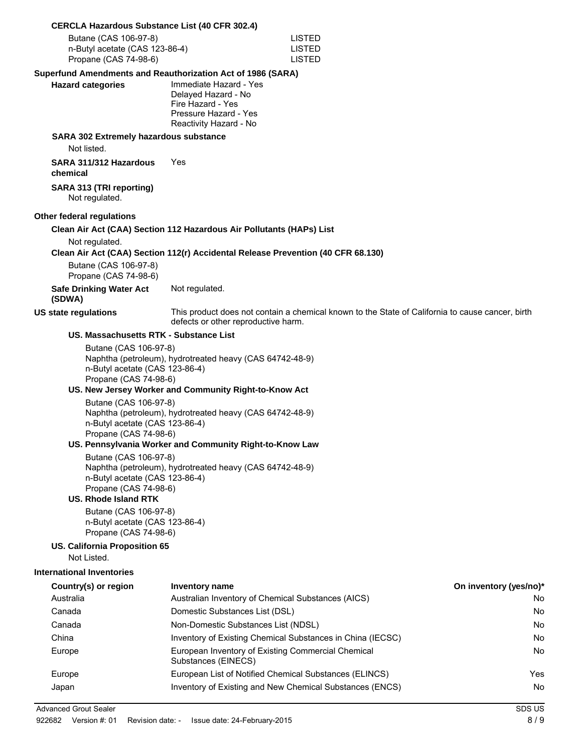**CERCLA Hazardous Substance List (40 CFR 302.4)**

| | |
|---|---|
| Butane (CAS 106-97-8) | LISTED |
| n-Butyl acetate (CAS 123-86-4) | LISTED |
| Propane (CAS 74-98-6) | LISTED |

**Superfund Amendments and Reauthorization Act of 1986 (SARA)**

**Hazard categories**
Immediate Hazard - Yes
Delayed Hazard - No
Fire Hazard - Yes
Pressure Hazard - Yes
Reactivity Hazard - No

**SARA 302 Extremely hazardous substance**

Not listed.

**SARA 311/312 Hazardous chemical** Yes

**SARA 313 (TRI reporting)**

Not regulated.

**Other federal regulations**

**Clean Air Act (CAA) Section 112 Hazardous Air Pollutants (HAPs) List**

Not regulated.

**Clean Air Act (CAA) Section 112(r) Accidental Release Prevention (40 CFR 68.130)**

Butane (CAS 106-97-8)
Propane (CAS 74-98-6)

**Safe Drinking Water Act (SDWA)** Not regulated.

**US state regulations** This product does not contain a chemical known to the State of California to cause cancer, birth defects or other reproductive harm.

**US. Massachusetts RTK - Substance List**

Butane (CAS 106-97-8)
Naphtha (petroleum), hydrotreated heavy (CAS 64742-48-9)
n-Butyl acetate (CAS 123-86-4)
Propane (CAS 74-98-6)

**US. New Jersey Worker and Community Right-to-Know Act**

Butane (CAS 106-97-8)
Naphtha (petroleum), hydrotreated heavy (CAS 64742-48-9)
n-Butyl acetate (CAS 123-86-4)
Propane (CAS 74-98-6)

**US. Pennsylvania Worker and Community Right-to-Know Law**

Butane (CAS 106-97-8)
Naphtha (petroleum), hydrotreated heavy (CAS 64742-48-9)
n-Butyl acetate (CAS 123-86-4)
Propane (CAS 74-98-6)

**US. Rhode Island RTK**

Butane (CAS 106-97-8)
n-Butyl acetate (CAS 123-86-4)
Propane (CAS 74-98-6)

**US. California Proposition 65**

Not Listed.

**International Inventories**

| Country(s) or region | Inventory name | On inventory (yes/no)* |
|---|---|---|
| Australia | Australian Inventory of Chemical Substances (AICS) | No |
| Canada | Domestic Substances List (DSL) | No |
| Canada | Non-Domestic Substances List (NDSL) | No |
| China | Inventory of Existing Chemical Substances in China (IECSC) | No |
| Europe | European Inventory of Existing Commercial Chemical Substances (EINECS) | No |
| Europe | European List of Notified Chemical Substances (ELINCS) | Yes |
| Japan | Inventory of Existing and New Chemical Substances (ENCS) | No |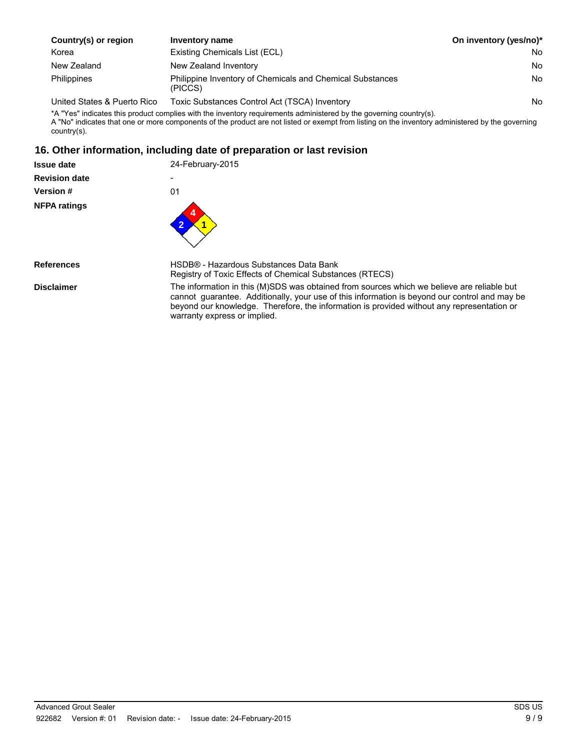| Country(s) or region | Inventory name | On inventory (yes/no)* |
|---|---|---|
| Korea | Existing Chemicals List (ECL) | No |
| New Zealand | New Zealand Inventory | No |
| Philippines | Philippine Inventory of Chemicals and Chemical Substances (PICCS) | No |
| United States & Puerto Rico | Toxic Substances Control Act (TSCA) Inventory | No |

*A "Yes" indicates this product complies with the inventory requirements administered by the governing country(s).
A "No" indicates that one or more components of the product are not listed or exempt from listing on the inventory administered by the governing country(s).

## 16. Other information, including date of preparation or last revision

**Issue date** 24-February-2015

**Revision date** -

**Version #** 01

**NFPA ratings**

4
2 1

**References** HSDB® - Hazardous Substances Data Bank
Registry of Toxic Effects of Chemical Substances (RTECS)

**Disclaimer** The information in this (M)SDS was obtained from sources which we believe are reliable but cannot guarantee. Additionally, your use of this information is beyond our control and may be beyond our knowledge. Therefore, the information is provided without any representation or warranty express or implied.